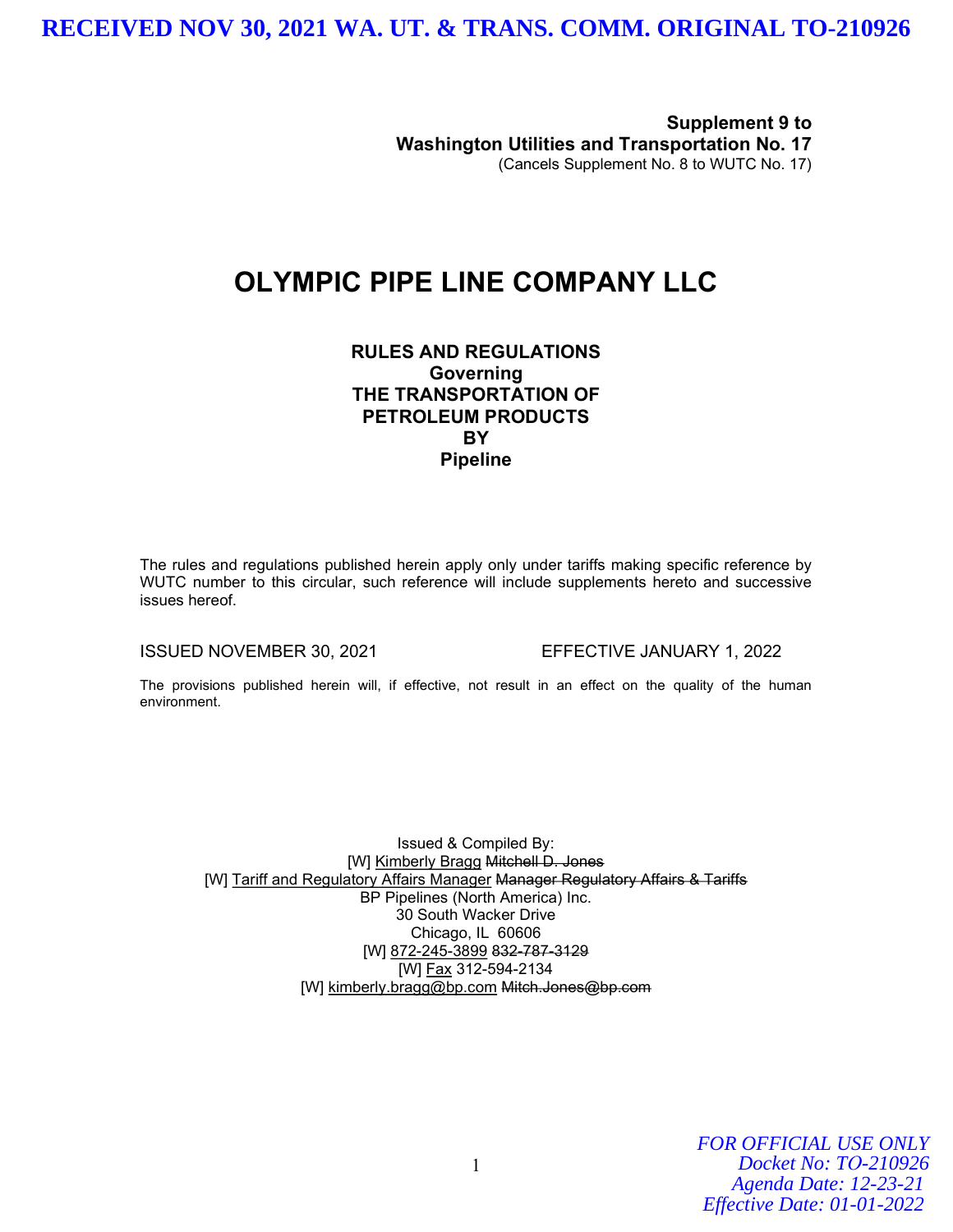RECEIVED NOV 30, 2021 WA. UT. & TRANS. COMM. ORIGINAL TO-210926

**Supplement 9 to**
**Washington Utilities and Transportation No. 17**
(Cancels Supplement No. 8 to WUTC No. 17)

# OLYMPIC PIPE LINE COMPANY LLC

**RULES AND REGULATIONS**
**Governing**
**THE TRANSPORTATION OF**
**PETROLEUM PRODUCTS**
**BY**
**Pipeline**

The rules and regulations published herein apply only under tariffs making specific reference by WUTC number to this circular, such reference will include supplements hereto and successive issues hereof.

ISSUED NOVEMBER 30, 2021 EFFECTIVE JANUARY 1, 2022

The provisions published herein will, if effective, not result in an effect on the quality of the human environment.

Issued & Compiled By:
[W] <u>Kimberly Bragg</u> ~~Mitchell D. Jones~~
[W] <u>Tariff and Regulatory Affairs Manager</u> ~~Manager Regulatory Affairs & Tariffs~~
BP Pipelines (North America) Inc.
30 South Wacker Drive
Chicago, IL 60606
[W] <u>872-245-3899</u> ~~832-787-3129~~
[W] <u>Fax</u> 312-594-2134
[W] <u>kimberly.bragg@bp.com</u> ~~Mitch.Jones@bp.com~~

*FOR OFFICIAL USE ONLY*
*Docket No: TO-210926*
*Agenda Date: 12-23-21*
*Effective Date: 01-01-2022*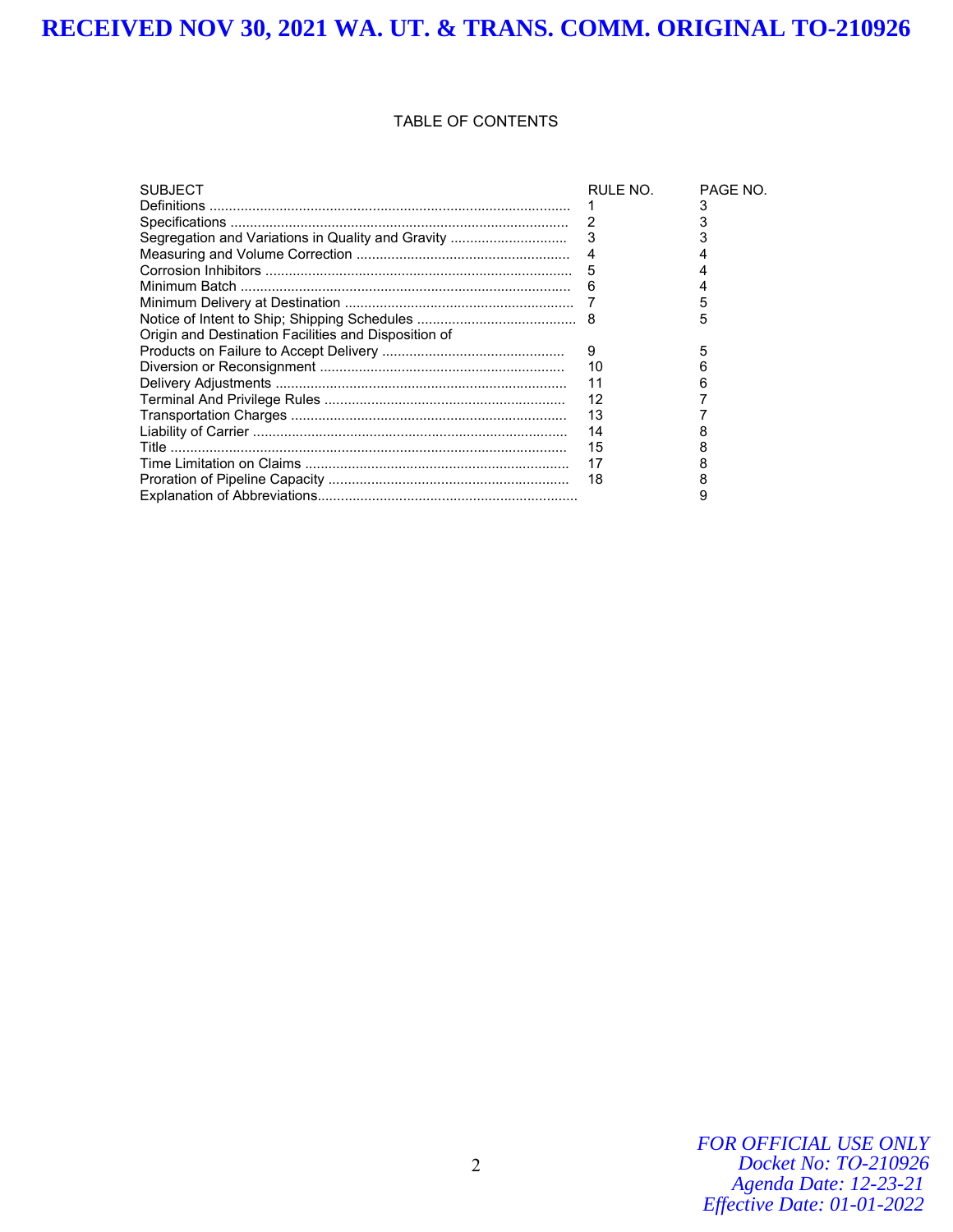RECEIVED NOV 30, 2021 WA. UT. & TRANS. COMM. ORIGINAL TO-210926

# TABLE OF CONTENTS

| SUBJECT | RULE NO. | PAGE NO. |
|---|---|---|
| Definitions | 1 | 3 |
| Specifications | 2 | 3 |
| Segregation and Variations in Quality and Gravity | 3 | 3 |
| Measuring and Volume Correction | 4 | 4 |
| Corrosion Inhibitors | 5 | 4 |
| Minimum Batch | 6 | 4 |
| Minimum Delivery at Destination | 7 | 5 |
| Notice of Intent to Ship; Shipping Schedules | 8 | 5 |
| Origin and Destination Facilities and Disposition of Products on Failure to Accept Delivery | 9 | 5 |
| Diversion or Reconsignment | 10 | 6 |
| Delivery Adjustments | 11 | 6 |
| Terminal And Privilege Rules | 12 | 7 |
| Transportation Charges | 13 | 7 |
| Liability of Carrier | 14 | 8 |
| Title | 15 | 8 |
| Time Limitation on Claims | 17 | 8 |
| Proration of Pipeline Capacity | 18 | 8 |
| Explanation of Abbreviations | | 9 |

*FOR OFFICIAL USE ONLY*
*Docket No: TO-210926*
*Agenda Date: 12-23-21*
*Effective Date: 01-01-2022*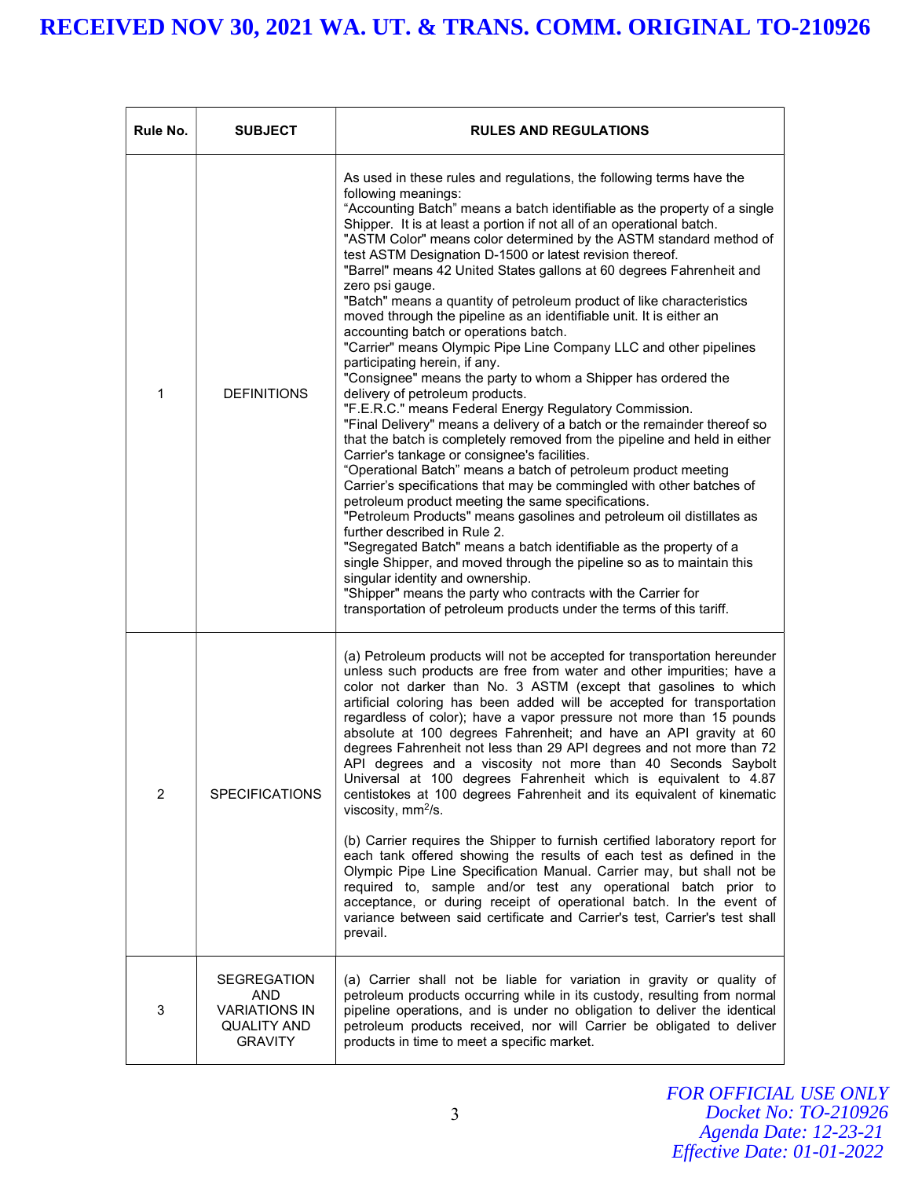| Rule No. | SUBJECT | RULES AND REGULATIONS |
|---|---|---|
| 1 | DEFINITIONS | As used in these rules and regulations, the following terms have the following meanings:<br>“Accounting Batch” means a batch identifiable as the property of a single Shipper. It is at least a portion if not all of an operational batch.<br>"ASTM Color" means color determined by the ASTM standard method of test ASTM Designation D-1500 or latest revision thereof.<br>"Barrel" means 42 United States gallons at 60 degrees Fahrenheit and zero psi gauge.<br>"Batch" means a quantity of petroleum product of like characteristics moved through the pipeline as an identifiable unit. It is either an accounting batch or operations batch.<br>"Carrier" means Olympic Pipe Line Company LLC and other pipelines participating herein, if any.<br>"Consignee" means the party to whom a Shipper has ordered the delivery of petroleum products.<br>"F.E.R.C." means Federal Energy Regulatory Commission.<br>"Final Delivery" means a delivery of a batch or the remainder thereof so that the batch is completely removed from the pipeline and held in either Carrier's tankage or consignee's facilities.<br>“Operational Batch” means a batch of petroleum product meeting Carrier’s specifications that may be commingled with other batches of petroleum product meeting the same specifications.<br>"Petroleum Products" means gasolines and petroleum oil distillates as further described in Rule 2.<br>"Segregated Batch" means a batch identifiable as the property of a single Shipper, and moved through the pipeline so as to maintain this singular identity and ownership.<br>"Shipper" means the party who contracts with the Carrier for transportation of petroleum products under the terms of this tariff. |
| 2 | SPECIFICATIONS | (a) Petroleum products will not be accepted for transportation hereunder unless such products are free from water and other impurities; have a color not darker than No. 3 ASTM (except that gasolines to which artificial coloring has been added will be accepted for transportation regardless of color); have a vapor pressure not more than 15 pounds absolute at 100 degrees Fahrenheit; and have an API gravity at 60 degrees Fahrenheit not less than 29 API degrees and not more than 72 API degrees and a viscosity not more than 40 Seconds Saybolt Universal at 100 degrees Fahrenheit which is equivalent to 4.87 centistokes at 100 degrees Fahrenheit and its equivalent of kinematic viscosity, $mm^2/s$.<br><br>(b) Carrier requires the Shipper to furnish certified laboratory report for each tank offered showing the results of each test as defined in the Olympic Pipe Line Specification Manual. Carrier may, but shall not be required to, sample and/or test any operational batch prior to acceptance, or during receipt of operational batch. In the event of variance between said certificate and Carrier's test, Carrier's test shall prevail. |
| 3 | SEGREGATION AND VARIATIONS IN QUALITY AND GRAVITY | (a) Carrier shall not be liable for variation in gravity or quality of petroleum products occurring while in its custody, resulting from normal pipeline operations, and is under no obligation to deliver the identical petroleum products received, nor will Carrier be obligated to deliver products in time to meet a specific market. |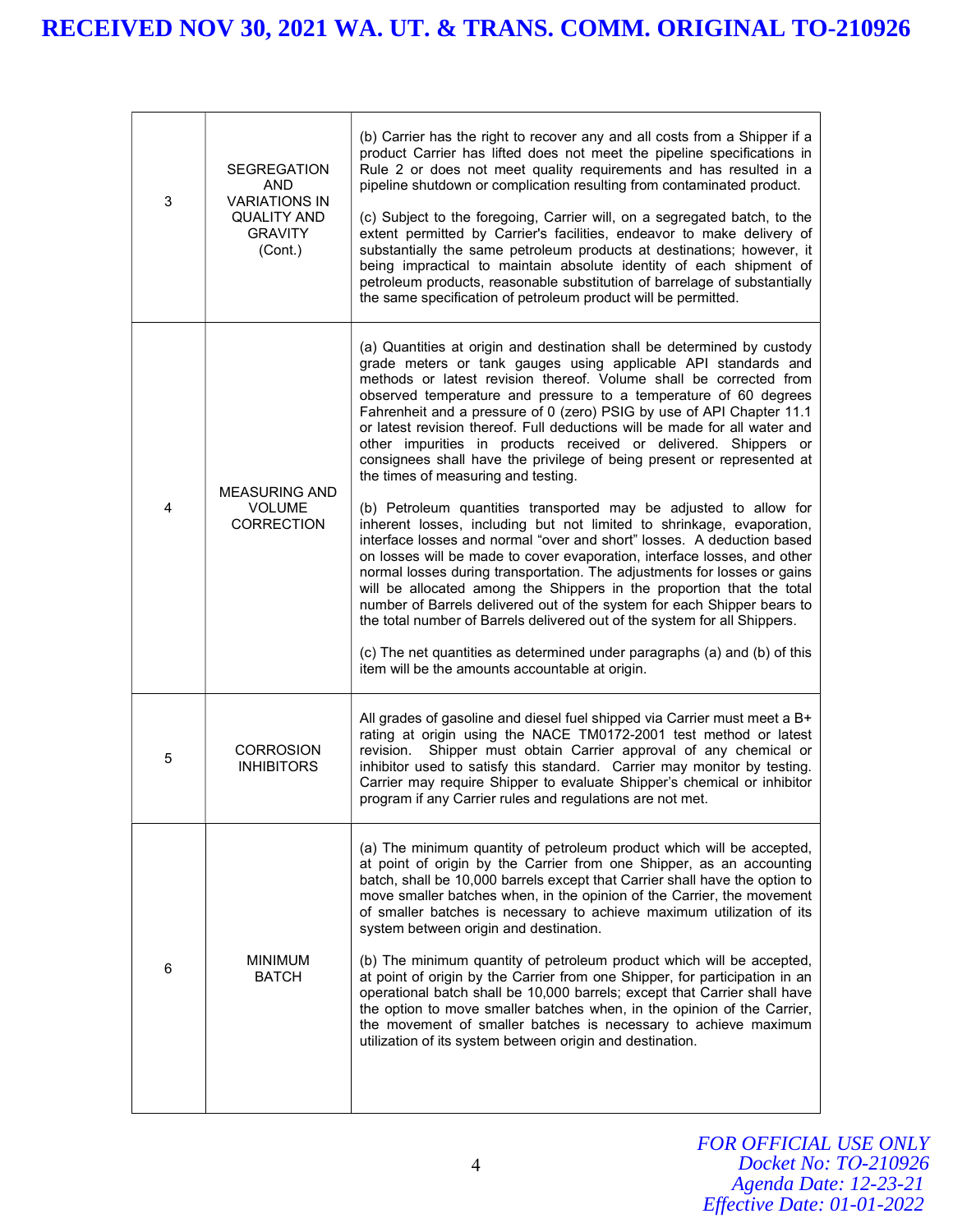| | | |
|---|---|---|
| 3 | SEGREGATION AND VARIATIONS IN QUALITY AND GRAVITY (Cont.) | (b) Carrier has the right to recover any and all costs from a Shipper if a product Carrier has lifted does not meet the pipeline specifications in Rule 2 or does not meet quality requirements and has resulted in a pipeline shutdown or complication resulting from contaminated product.<br><br>(c) Subject to the foregoing, Carrier will, on a segregated batch, to the extent permitted by Carrier's facilities, endeavor to make delivery of substantially the same petroleum products at destinations; however, it being impractical to maintain absolute identity of each shipment of petroleum products, reasonable substitution of barrelage of substantially the same specification of petroleum product will be permitted. |
| 4 | MEASURING AND VOLUME CORRECTION | (a) Quantities at origin and destination shall be determined by custody grade meters or tank gauges using applicable API standards and methods or latest revision thereof. Volume shall be corrected from observed temperature and pressure to a temperature of 60 degrees Fahrenheit and a pressure of 0 (zero) PSIG by use of API Chapter 11.1 or latest revision thereof. Full deductions will be made for all water and other impurities in products received or delivered. Shippers or consignees shall have the privilege of being present or represented at the times of measuring and testing.<br><br>(b) Petroleum quantities transported may be adjusted to allow for inherent losses, including but not limited to shrinkage, evaporation, interface losses and normal "over and short" losses. A deduction based on losses will be made to cover evaporation, interface losses, and other normal losses during transportation. The adjustments for losses or gains will be allocated among the Shippers in the proportion that the total number of Barrels delivered out of the system for each Shipper bears to the total number of Barrels delivered out of the system for all Shippers.<br><br>(c) The net quantities as determined under paragraphs (a) and (b) of this item will be the amounts accountable at origin. |
| 5 | CORROSION INHIBITORS | All grades of gasoline and diesel fuel shipped via Carrier must meet a B+ rating at origin using the NACE TM0172-2001 test method or latest revision. Shipper must obtain Carrier approval of any chemical or inhibitor used to satisfy this standard. Carrier may monitor by testing. Carrier may require Shipper to evaluate Shipper's chemical or inhibitor program if any Carrier rules and regulations are not met. |
| 6 | MINIMUM BATCH | (a) The minimum quantity of petroleum product which will be accepted, at point of origin by the Carrier from one Shipper, as an accounting batch, shall be 10,000 barrels except that Carrier shall have the option to move smaller batches when, in the opinion of the Carrier, the movement of smaller batches is necessary to achieve maximum utilization of its system between origin and destination.<br><br>(b) The minimum quantity of petroleum product which will be accepted, at point of origin by the Carrier from one Shipper, for participation in an operational batch shall be 10,000 barrels; except that Carrier shall have the option to move smaller batches when, in the opinion of the Carrier, the movement of smaller batches is necessary to achieve maximum utilization of its system between origin and destination. |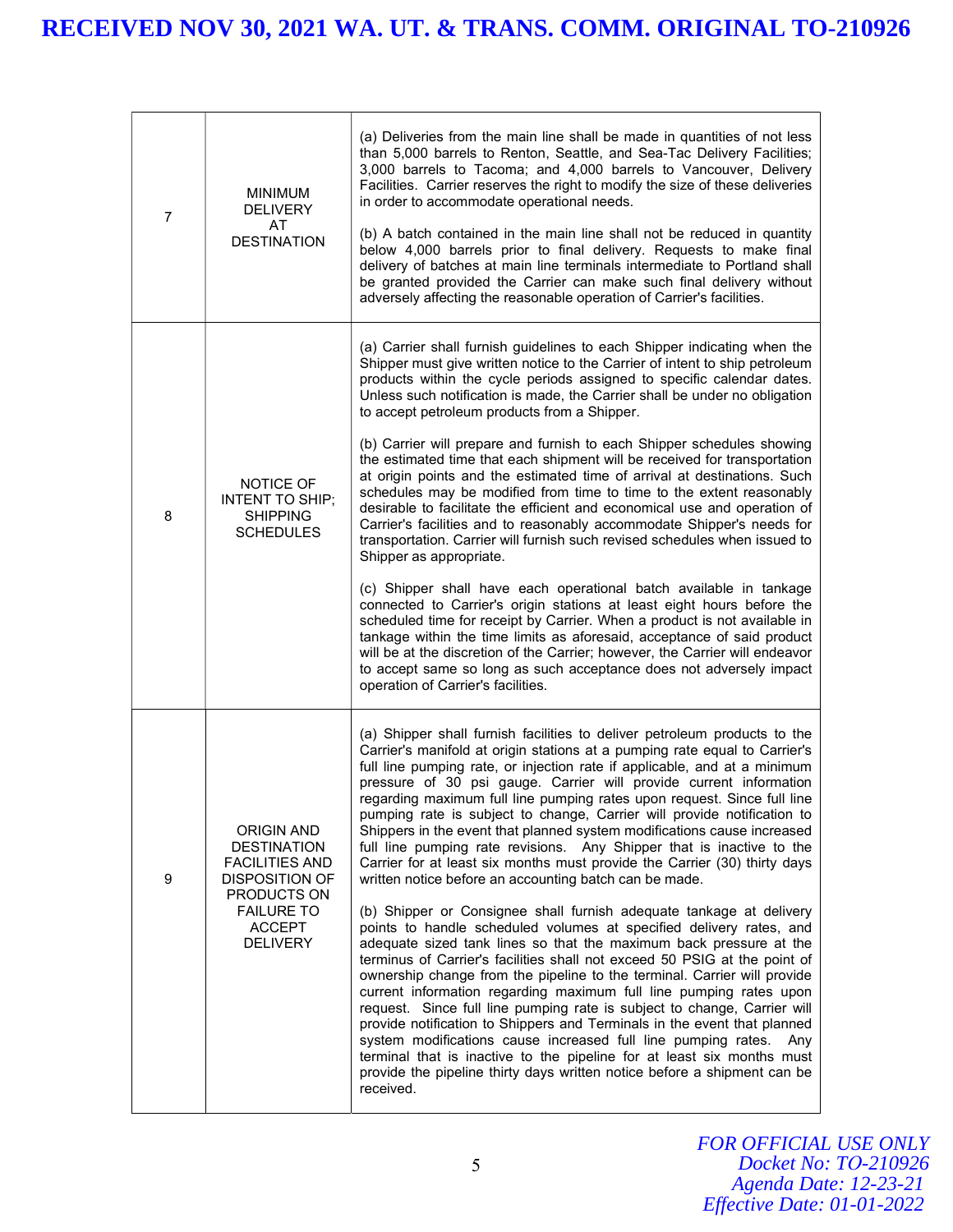| | | |
|---|---|---|
| 7 | MINIMUM DELIVERY AT DESTINATION | (a) Deliveries from the main line shall be made in quantities of not less than 5,000 barrels to Renton, Seattle, and Sea-Tac Delivery Facilities; 3,000 barrels to Tacoma; and 4,000 barrels to Vancouver, Delivery Facilities. Carrier reserves the right to modify the size of these deliveries in order to accommodate operational needs.<br><br>(b) A batch contained in the main line shall not be reduced in quantity below 4,000 barrels prior to final delivery. Requests to make final delivery of batches at main line terminals intermediate to Portland shall be granted provided the Carrier can make such final delivery without adversely affecting the reasonable operation of Carrier's facilities. |
| 8 | NOTICE OF INTENT TO SHIP; SHIPPING SCHEDULES | (a) Carrier shall furnish guidelines to each Shipper indicating when the Shipper must give written notice to the Carrier of intent to ship petroleum products within the cycle periods assigned to specific calendar dates. Unless such notification is made, the Carrier shall be under no obligation to accept petroleum products from a Shipper.<br><br>(b) Carrier will prepare and furnish to each Shipper schedules showing the estimated time that each shipment will be received for transportation at origin points and the estimated time of arrival at destinations. Such schedules may be modified from time to time to the extent reasonably desirable to facilitate the efficient and economical use and operation of Carrier's facilities and to reasonably accommodate Shipper's needs for transportation. Carrier will furnish such revised schedules when issued to Shipper as appropriate.<br><br>(c) Shipper shall have each operational batch available in tankage connected to Carrier's origin stations at least eight hours before the scheduled time for receipt by Carrier. When a product is not available in tankage within the time limits as aforesaid, acceptance of said product will be at the discretion of the Carrier; however, the Carrier will endeavor to accept same so long as such acceptance does not adversely impact operation of Carrier's facilities. |
| 9 | ORIGIN AND DESTINATION FACILITIES AND DISPOSITION OF PRODUCTS ON FAILURE TO ACCEPT DELIVERY | (a) Shipper shall furnish facilities to deliver petroleum products to the Carrier's manifold at origin stations at a pumping rate equal to Carrier's full line pumping rate, or injection rate if applicable, and at a minimum pressure of 30 psi gauge. Carrier will provide current information regarding maximum full line pumping rates upon request. Since full line pumping rate is subject to change, Carrier will provide notification to Shippers in the event that planned system modifications cause increased full line pumping rate revisions. Any Shipper that is inactive to the Carrier for at least six months must provide the Carrier (30) thirty days written notice before an accounting batch can be made.<br><br>(b) Shipper or Consignee shall furnish adequate tankage at delivery points to handle scheduled volumes at specified delivery rates, and adequate sized tank lines so that the maximum back pressure at the terminus of Carrier's facilities shall not exceed 50 PSIG at the point of ownership change from the pipeline to the terminal. Carrier will provide current information regarding maximum full line pumping rates upon request. Since full line pumping rate is subject to change, Carrier will provide notification to Shippers and Terminals in the event that planned system modifications cause increased full line pumping rates. Any terminal that is inactive to the pipeline for at least six months must provide the pipeline thirty days written notice before a shipment can be received. |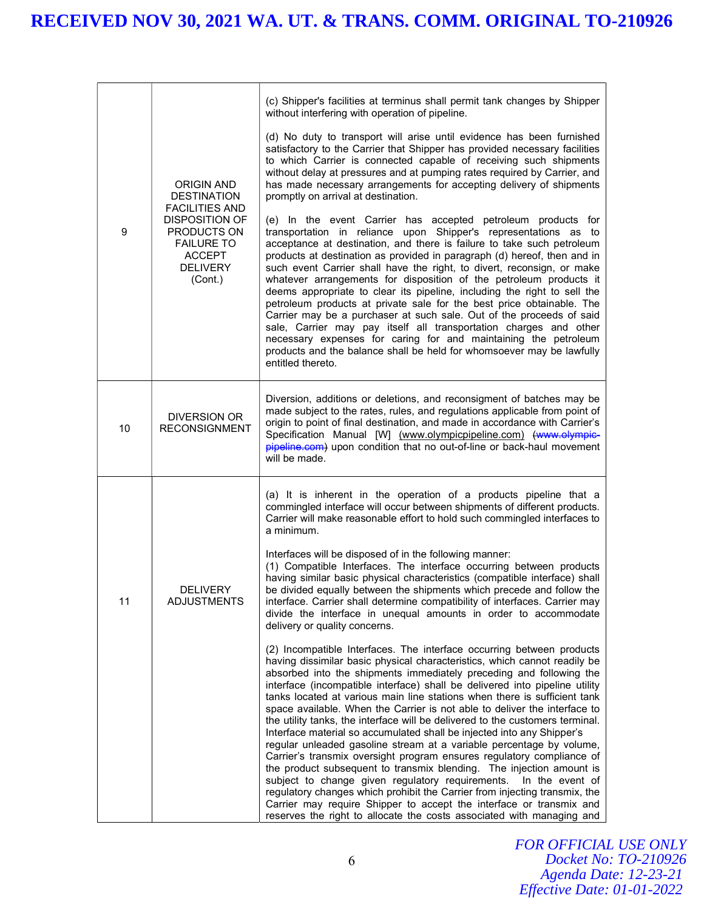| | | |
|---|---|---|
| 9 | ORIGIN AND DESTINATION FACILITIES AND DISPOSITION OF PRODUCTS ON FAILURE TO ACCEPT DELIVERY (Cont.) | (c) Shipper's facilities at terminus shall permit tank changes by Shipper without interfering with operation of pipeline.<br><br>(d) No duty to transport will arise until evidence has been furnished satisfactory to the Carrier that Shipper has provided necessary facilities to which Carrier is connected capable of receiving such shipments without delay at pressures and at pumping rates required by Carrier, and has made necessary arrangements for accepting delivery of shipments promptly on arrival at destination.<br><br>(e) In the event Carrier has accepted petroleum products for transportation in reliance upon Shipper's representations as to acceptance at destination, and there is failure to take such petroleum products at destination as provided in paragraph (d) hereof, then and in such event Carrier shall have the right, to divert, reconsign, or make whatever arrangements for disposition of the petroleum products it deems appropriate to clear its pipeline, including the right to sell the petroleum products at private sale for the best price obtainable. The Carrier may be a purchaser at such sale. Out of the proceeds of said sale, Carrier may pay itself all transportation charges and other necessary expenses for caring for and maintaining the petroleum products and the balance shall be held for whomsoever may be lawfully entitled thereto. |
| 10 | DIVERSION OR RECONSIGNMENT | Diversion, additions or deletions, and reconsignment of batches may be made subject to the rates, rules, and regulations applicable from point of origin to point of final destination, and made in accordance with Carrier's Specification Manual [W] (www.olympicpipeline.com) ~~(www.olympic-pipeline.com)~~ upon condition that no out-of-line or back-haul movement will be made. |
| 11 | DELIVERY ADJUSTMENTS | (a) It is inherent in the operation of a products pipeline that a commingled interface will occur between shipments of different products. Carrier will make reasonable effort to hold such commingled interfaces to a minimum.<br><br>Interfaces will be disposed of in the following manner:<br>(1) Compatible Interfaces. The interface occurring between products having similar basic physical characteristics (compatible interface) shall be divided equally between the shipments which precede and follow the interface. Carrier shall determine compatibility of interfaces. Carrier may divide the interface in unequal amounts in order to accommodate delivery or quality concerns.<br><br>(2) Incompatible Interfaces. The interface occurring between products having dissimilar basic physical characteristics, which cannot readily be absorbed into the shipments immediately preceding and following the interface (incompatible interface) shall be delivered into pipeline utility tanks located at various main line stations when there is sufficient tank space available. When the Carrier is not able to deliver the interface to the utility tanks, the interface will be delivered to the customers terminal. Interface material so accumulated shall be injected into any Shipper's regular unleaded gasoline stream at a variable percentage by volume, Carrier's transmix oversight program ensures regulatory compliance of the product subsequent to transmix blending. The injection amount is subject to change given regulatory requirements. In the event of regulatory changes which prohibit the Carrier from injecting transmix, the Carrier may require Shipper to accept the interface or transmix and reserves the right to allocate the costs associated with managing and |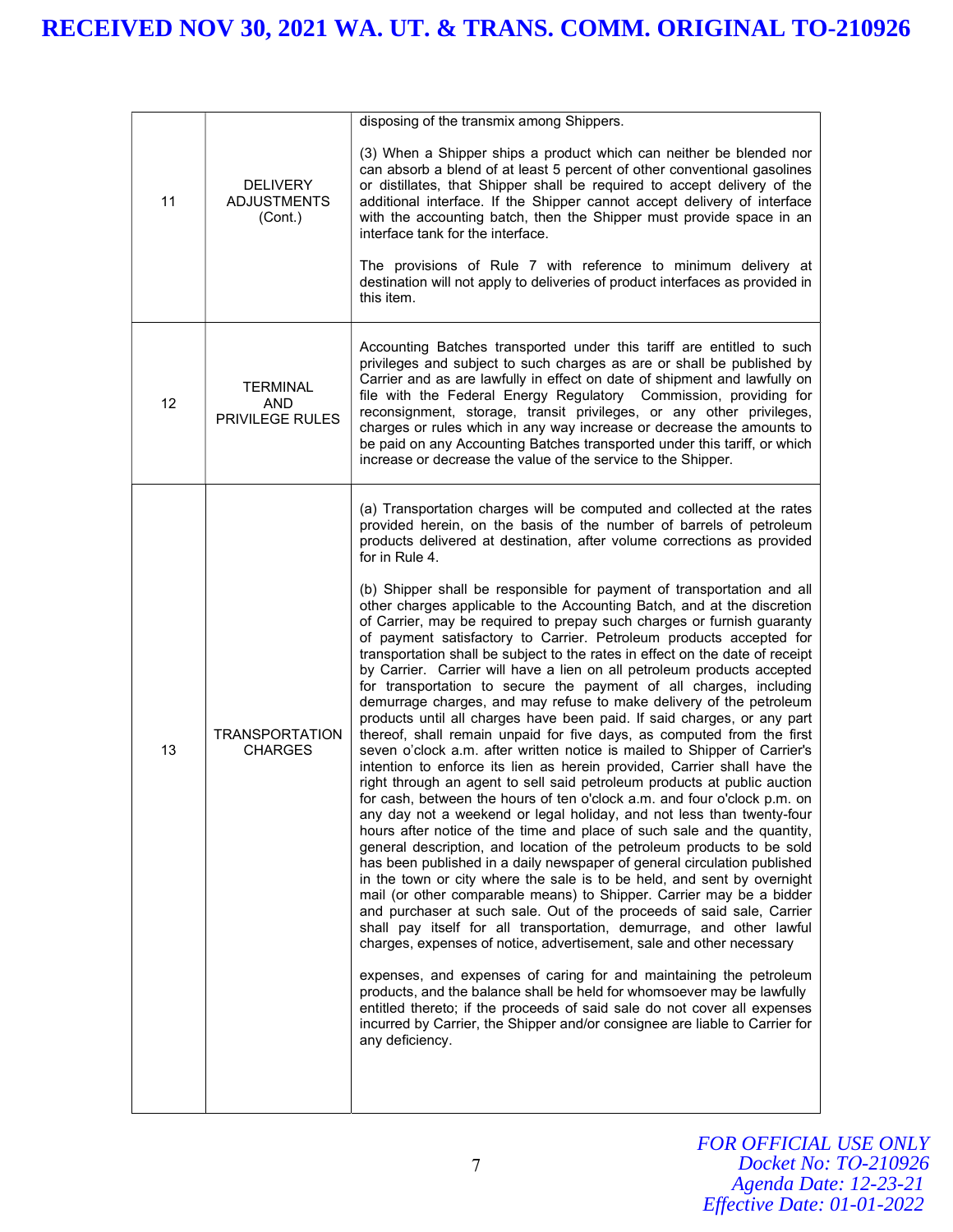**RECEIVED NOV 30, 2021 WA. UT. & TRANS. COMM. ORIGINAL TO-210926**

| | | |
|---|---|---|
| 11 | DELIVERY ADJUSTMENTS (Cont.) | disposing of the transmix among Shippers.<br><br>(3) When a Shipper ships a product which can neither be blended nor can absorb a blend of at least 5 percent of other conventional gasolines or distillates, that Shipper shall be required to accept delivery of the additional interface. If the Shipper cannot accept delivery of interface with the accounting batch, then the Shipper must provide space in an interface tank for the interface.<br><br>The provisions of Rule 7 with reference to minimum delivery at destination will not apply to deliveries of product interfaces as provided in this item. |
| 12 | TERMINAL AND PRIVILEGE RULES | Accounting Batches transported under this tariff are entitled to such privileges and subject to such charges as are or shall be published by Carrier and as are lawfully in effect on date of shipment and lawfully on file with the Federal Energy Regulatory Commission, providing for reconsignment, storage, transit privileges, or any other privileges, charges or rules which in any way increase or decrease the amounts to be paid on any Accounting Batches transported under this tariff, or which increase or decrease the value of the service to the Shipper. |
| 13 | TRANSPORTATION CHARGES | (a) Transportation charges will be computed and collected at the rates provided herein, on the basis of the number of barrels of petroleum products delivered at destination, after volume corrections as provided for in Rule 4.<br><br>(b) Shipper shall be responsible for payment of transportation and all other charges applicable to the Accounting Batch, and at the discretion of Carrier, may be required to prepay such charges or furnish guaranty of payment satisfactory to Carrier. Petroleum products accepted for transportation shall be subject to the rates in effect on the date of receipt by Carrier. Carrier will have a lien on all petroleum products accepted for transportation to secure the payment of all charges, including demurrage charges, and may refuse to make delivery of the petroleum products until all charges have been paid. If said charges, or any part thereof, shall remain unpaid for five days, as computed from the first seven o'clock a.m. after written notice is mailed to Shipper of Carrier's intention to enforce its lien as herein provided, Carrier shall have the right through an agent to sell said petroleum products at public auction for cash, between the hours of ten o'clock a.m. and four o'clock p.m. on any day not a weekend or legal holiday, and not less than twenty-four hours after notice of the time and place of such sale and the quantity, general description, and location of the petroleum products to be sold has been published in a daily newspaper of general circulation published in the town or city where the sale is to be held, and sent by overnight mail (or other comparable means) to Shipper. Carrier may be a bidder and purchaser at such sale. Out of the proceeds of said sale, Carrier shall pay itself for all transportation, demurrage, and other lawful charges, expenses of notice, advertisement, sale and other necessary<br><br>expenses, and expenses of caring for and maintaining the petroleum products, and the balance shall be held for whomsoever may be lawfully entitled thereto; if the proceeds of said sale do not cover all expenses incurred by Carrier, the Shipper and/or consignee are liable to Carrier for any deficiency. |

*FOR OFFICIAL USE ONLY*
*Docket No: TO-210926*
*Agenda Date: 12-23-21*
*Effective Date: 01-01-2022*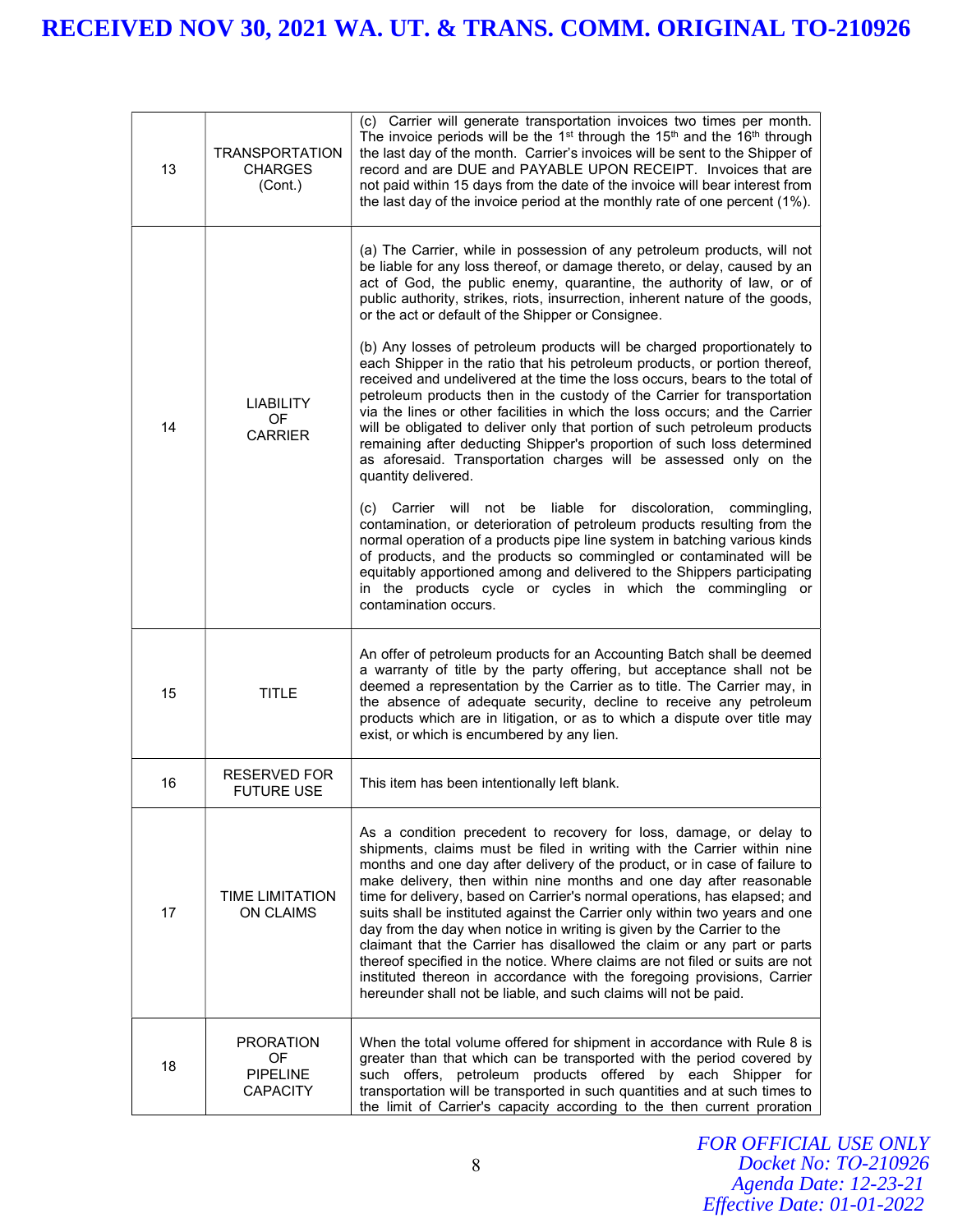| | | |
|---|---|---|
| 13 | TRANSPORTATION CHARGES (Cont.) | (c) Carrier will generate transportation invoices two times per month. The invoice periods will be the 1st through the 15th and the 16th through the last day of the month. Carrier's invoices will be sent to the Shipper of record and are DUE and PAYABLE UPON RECEIPT. Invoices that are not paid within 15 days from the date of the invoice will bear interest from the last day of the invoice period at the monthly rate of one percent (1%). |
| 14 | LIABILITY OF CARRIER | (a) The Carrier, while in possession of any petroleum products, will not be liable for any loss thereof, or damage thereto, or delay, caused by an act of God, the public enemy, quarantine, the authority of law, or of public authority, strikes, riots, insurrection, inherent nature of the goods, or the act or default of the Shipper or Consignee.<br><br>(b) Any losses of petroleum products will be charged proportionately to each Shipper in the ratio that his petroleum products, or portion thereof, received and undelivered at the time the loss occurs, bears to the total of petroleum products then in the custody of the Carrier for transportation via the lines or other facilities in which the loss occurs; and the Carrier will be obligated to deliver only that portion of such petroleum products remaining after deducting Shipper's proportion of such loss determined as aforesaid. Transportation charges will be assessed only on the quantity delivered.<br><br>(c) Carrier will not be liable for discoloration, commingling, contamination, or deterioration of petroleum products resulting from the normal operation of a products pipe line system in batching various kinds of products, and the products so commingled or contaminated will be equitably apportioned among and delivered to the Shippers participating in the products cycle or cycles in which the commingling or contamination occurs. |
| 15 | TITLE | An offer of petroleum products for an Accounting Batch shall be deemed a warranty of title by the party offering, but acceptance shall not be deemed a representation by the Carrier as to title. The Carrier may, in the absence of adequate security, decline to receive any petroleum products which are in litigation, or as to which a dispute over title may exist, or which is encumbered by any lien. |
| 16 | RESERVED FOR FUTURE USE | This item has been intentionally left blank. |
| 17 | TIME LIMITATION ON CLAIMS | As a condition precedent to recovery for loss, damage, or delay to shipments, claims must be filed in writing with the Carrier within nine months and one day after delivery of the product, or in case of failure to make delivery, then within nine months and one day after reasonable time for delivery, based on Carrier's normal operations, has elapsed; and suits shall be instituted against the Carrier only within two years and one day from the day when notice in writing is given by the Carrier to the claimant that the Carrier has disallowed the claim or any part or parts thereof specified in the notice. Where claims are not filed or suits are not instituted thereon in accordance with the foregoing provisions, Carrier hereunder shall not be liable, and such claims will not be paid. |
| 18 | PRORATION OF PIPELINE CAPACITY | When the total volume offered for shipment in accordance with Rule 8 is greater than that which can be transported with the period covered by such offers, petroleum products offered by each Shipper for transportation will be transported in such quantities and at such times to the limit of Carrier's capacity according to the then current proration |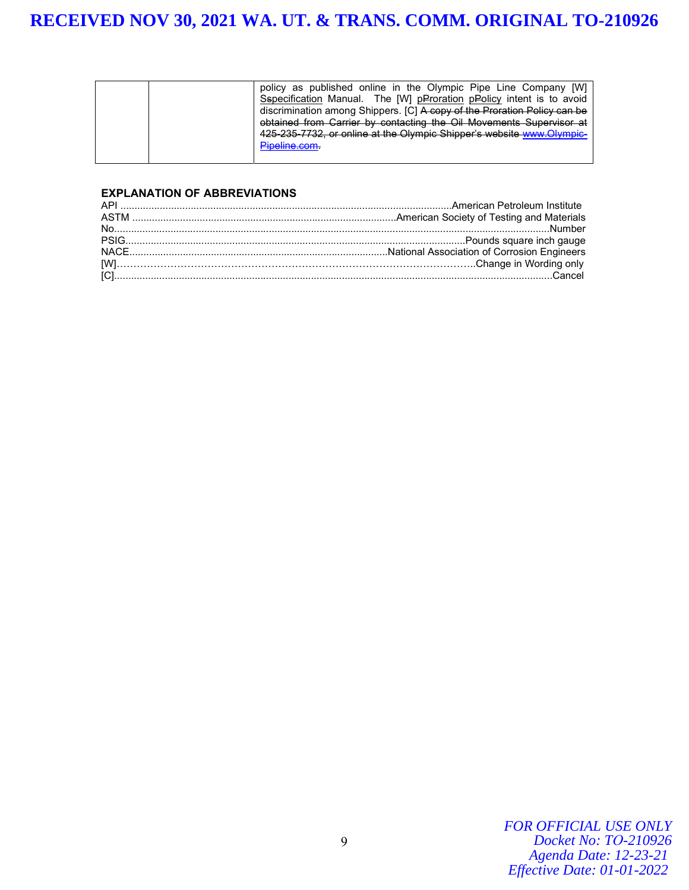| | | |
|---|---|---|
| | | policy as published online in the Olympic Pipe Line Company [W] Sspecification Manual. The [W] pProration pPolicy intent is to avoid discrimination among Shippers. [C] ~~A copy of the Proration Policy can be obtained from Carrier by contacting the Oil Movements Supervisor at 425-235-7732, or online at the Olympic Shipper's website www.Olympic-Pipeline.com.~~ |

**EXPLANATION OF ABBREVIATIONS**

API ........................................................ American Petroleum Institute
ASTM ........................................................ American Society of Testing and Materials
No........................................................ Number
PSIG........................................................ Pounds square inch gauge
NACE........................................................ National Association of Corrosion Engineers
[W]........................................................ Change in Wording only
[C]........................................................ Cancel

RECEIVED NOV 30, 2021 WA. UT. & TRANS. COMM. ORIGINAL TO-210926

*FOR OFFICIAL USE ONLY*
*Docket No: TO-210926*
*Agenda Date: 12-23-21*
*Effective Date: 01-01-2022*